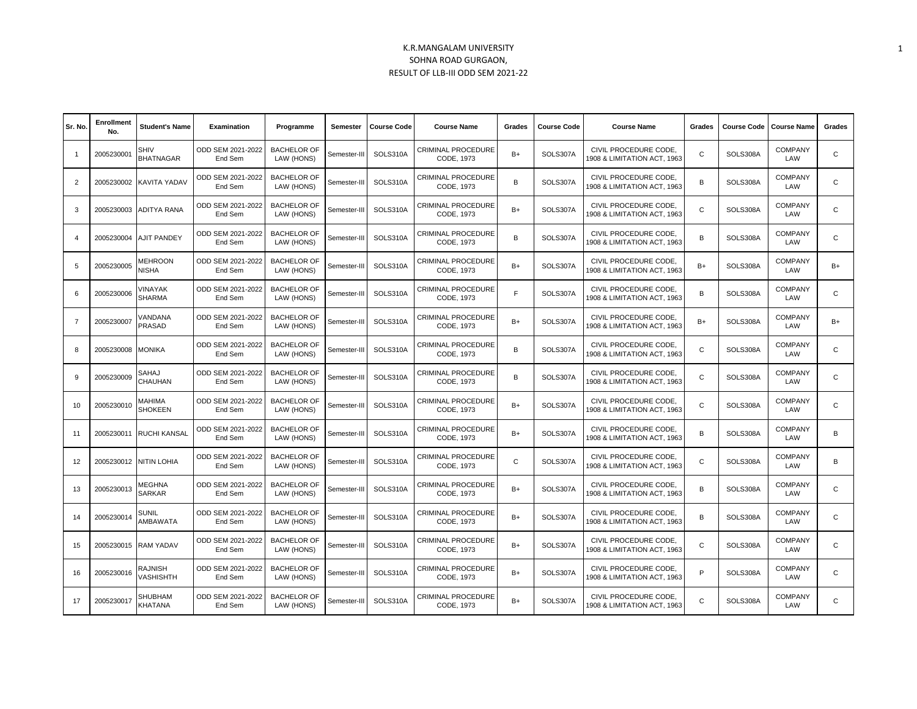K.R.MANGALAM UNIVERSITY
SOHNA ROAD GURGAON,
RESULT OF LLB-III ODD SEM 2021-22

| Sr. No. | Enrollment No. | Student's Name | Examination | Programme | Semester | Course Code | Course Name | Grades | Course Code | Course Name | Grades | Course Code | Course Name | Grades |
|---|---|---|---|---|---|---|---|---|---|---|---|---|---|---|
| 1 | 2005230001 | SHIV BHATNAGAR | ODD SEM 2021-2022 End Sem | BACHELOR OF LAW (HONS) | Semester-III | SOLS310A | CRIMINAL PROCEDURE CODE, 1973 | B+ | SOLS307A | CIVIL PROCEDURE CODE, 1908 & LIMITATION ACT, 1963 | C | SOLS308A | COMPANY LAW | C |
| 2 | 2005230002 | KAVITA YADAV | ODD SEM 2021-2022 End Sem | BACHELOR OF LAW (HONS) | Semester-III | SOLS310A | CRIMINAL PROCEDURE CODE, 1973 | B | SOLS307A | CIVIL PROCEDURE CODE, 1908 & LIMITATION ACT, 1963 | B | SOLS308A | COMPANY LAW | C |
| 3 | 2005230003 | ADITYA RANA | ODD SEM 2021-2022 End Sem | BACHELOR OF LAW (HONS) | Semester-III | SOLS310A | CRIMINAL PROCEDURE CODE, 1973 | B+ | SOLS307A | CIVIL PROCEDURE CODE, 1908 & LIMITATION ACT, 1963 | C | SOLS308A | COMPANY LAW | C |
| 4 | 2005230004 | AJIT PANDEY | ODD SEM 2021-2022 End Sem | BACHELOR OF LAW (HONS) | Semester-III | SOLS310A | CRIMINAL PROCEDURE CODE, 1973 | B | SOLS307A | CIVIL PROCEDURE CODE, 1908 & LIMITATION ACT, 1963 | B | SOLS308A | COMPANY LAW | C |
| 5 | 2005230005 | MEHROON NISHA | ODD SEM 2021-2022 End Sem | BACHELOR OF LAW (HONS) | Semester-III | SOLS310A | CRIMINAL PROCEDURE CODE, 1973 | B+ | SOLS307A | CIVIL PROCEDURE CODE, 1908 & LIMITATION ACT, 1963 | B+ | SOLS308A | COMPANY LAW | B+ |
| 6 | 2005230006 | VINAYAK SHARMA | ODD SEM 2021-2022 End Sem | BACHELOR OF LAW (HONS) | Semester-III | SOLS310A | CRIMINAL PROCEDURE CODE, 1973 | F | SOLS307A | CIVIL PROCEDURE CODE, 1908 & LIMITATION ACT, 1963 | B | SOLS308A | COMPANY LAW | C |
| 7 | 2005230007 | VANDANA PRASAD | ODD SEM 2021-2022 End Sem | BACHELOR OF LAW (HONS) | Semester-III | SOLS310A | CRIMINAL PROCEDURE CODE, 1973 | B+ | SOLS307A | CIVIL PROCEDURE CODE, 1908 & LIMITATION ACT, 1963 | B+ | SOLS308A | COMPANY LAW | B+ |
| 8 | 2005230008 | MONIKA | ODD SEM 2021-2022 End Sem | BACHELOR OF LAW (HONS) | Semester-III | SOLS310A | CRIMINAL PROCEDURE CODE, 1973 | B | SOLS307A | CIVIL PROCEDURE CODE, 1908 & LIMITATION ACT, 1963 | C | SOLS308A | COMPANY LAW | C |
| 9 | 2005230009 | SAHAJ CHAUHAN | ODD SEM 2021-2022 End Sem | BACHELOR OF LAW (HONS) | Semester-III | SOLS310A | CRIMINAL PROCEDURE CODE, 1973 | B | SOLS307A | CIVIL PROCEDURE CODE, 1908 & LIMITATION ACT, 1963 | C | SOLS308A | COMPANY LAW | C |
| 10 | 2005230010 | MAHIMA SHOKEEN | ODD SEM 2021-2022 End Sem | BACHELOR OF LAW (HONS) | Semester-III | SOLS310A | CRIMINAL PROCEDURE CODE, 1973 | B+ | SOLS307A | CIVIL PROCEDURE CODE, 1908 & LIMITATION ACT, 1963 | C | SOLS308A | COMPANY LAW | C |
| 11 | 2005230011 | RUCHI KANSAL | ODD SEM 2021-2022 End Sem | BACHELOR OF LAW (HONS) | Semester-III | SOLS310A | CRIMINAL PROCEDURE CODE, 1973 | B+ | SOLS307A | CIVIL PROCEDURE CODE, 1908 & LIMITATION ACT, 1963 | B | SOLS308A | COMPANY LAW | B |
| 12 | 2005230012 | NITIN LOHIA | ODD SEM 2021-2022 End Sem | BACHELOR OF LAW (HONS) | Semester-III | SOLS310A | CRIMINAL PROCEDURE CODE, 1973 | C | SOLS307A | CIVIL PROCEDURE CODE, 1908 & LIMITATION ACT, 1963 | C | SOLS308A | COMPANY LAW | B |
| 13 | 2005230013 | MEGHNA SARKAR | ODD SEM 2021-2022 End Sem | BACHELOR OF LAW (HONS) | Semester-III | SOLS310A | CRIMINAL PROCEDURE CODE, 1973 | B+ | SOLS307A | CIVIL PROCEDURE CODE, 1908 & LIMITATION ACT, 1963 | B | SOLS308A | COMPANY LAW | C |
| 14 | 2005230014 | SUNIL AMBAWATA | ODD SEM 2021-2022 End Sem | BACHELOR OF LAW (HONS) | Semester-III | SOLS310A | CRIMINAL PROCEDURE CODE, 1973 | B+ | SOLS307A | CIVIL PROCEDURE CODE, 1908 & LIMITATION ACT, 1963 | B | SOLS308A | COMPANY LAW | C |
| 15 | 2005230015 | RAM YADAV | ODD SEM 2021-2022 End Sem | BACHELOR OF LAW (HONS) | Semester-III | SOLS310A | CRIMINAL PROCEDURE CODE, 1973 | B+ | SOLS307A | CIVIL PROCEDURE CODE, 1908 & LIMITATION ACT, 1963 | C | SOLS308A | COMPANY LAW | C |
| 16 | 2005230016 | RAJNISH VASHISHTH | ODD SEM 2021-2022 End Sem | BACHELOR OF LAW (HONS) | Semester-III | SOLS310A | CRIMINAL PROCEDURE CODE, 1973 | B+ | SOLS307A | CIVIL PROCEDURE CODE, 1908 & LIMITATION ACT, 1963 | P | SOLS308A | COMPANY LAW | C |
| 17 | 2005230017 | SHUBHAM KHATANA | ODD SEM 2021-2022 End Sem | BACHELOR OF LAW (HONS) | Semester-III | SOLS310A | CRIMINAL PROCEDURE CODE, 1973 | B+ | SOLS307A | CIVIL PROCEDURE CODE, 1908 & LIMITATION ACT, 1963 | C | SOLS308A | COMPANY LAW | C |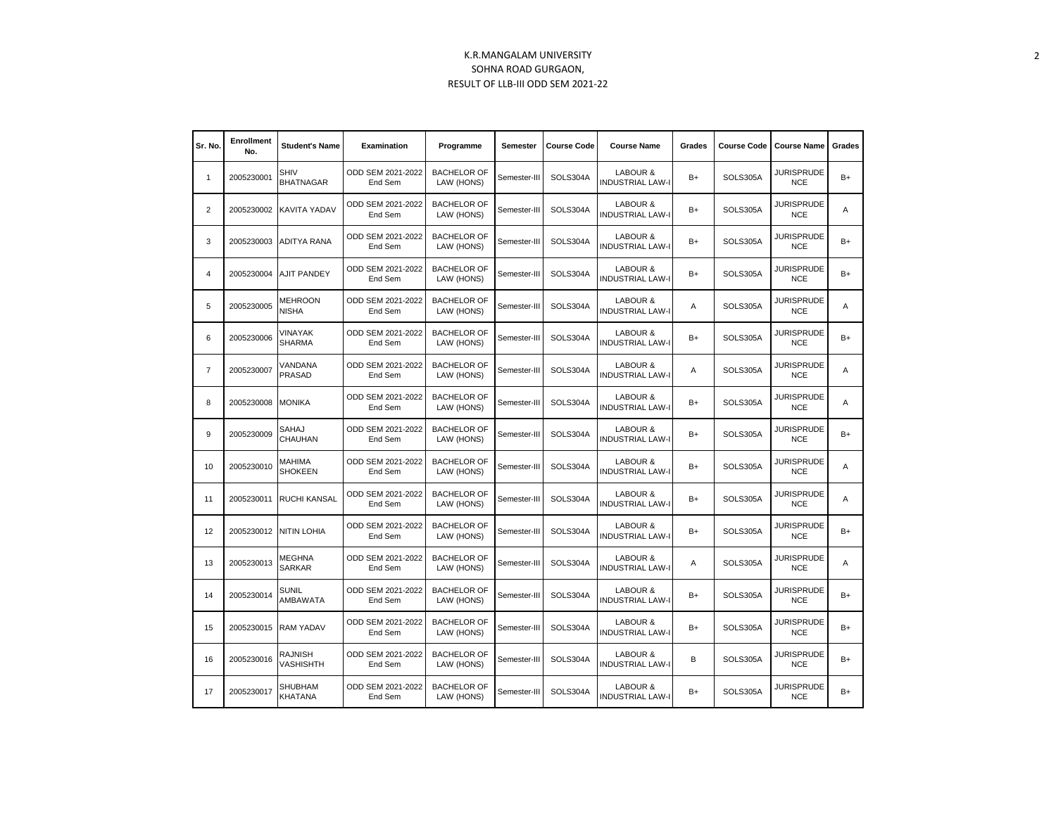K.R.MANGALAM UNIVERSITY
SOHNA ROAD GURGAON,
RESULT OF LLB-III ODD SEM 2021-22

| Sr. No. | Enrollment No. | Student's Name | Examination | Programme | Semester | Course Code | Course Name | Grades | Course Code | Course Name | Grades |
|---|---|---|---|---|---|---|---|---|---|---|---|
| 1 | 2005230001 | SHIV BHATNAGAR | ODD SEM 2021-2022 End Sem | BACHELOR OF LAW (HONS) | Semester-III | SOLS304A | LABOUR & INDUSTRIAL LAW-I | B+ | SOLS305A | JURISPRUDENCE | B+ |
| 2 | 2005230002 | KAVITA YADAV | ODD SEM 2021-2022 End Sem | BACHELOR OF LAW (HONS) | Semester-III | SOLS304A | LABOUR & INDUSTRIAL LAW-I | B+ | SOLS305A | JURISPRUDENCE | A |
| 3 | 2005230003 | ADITYA RANA | ODD SEM 2021-2022 End Sem | BACHELOR OF LAW (HONS) | Semester-III | SOLS304A | LABOUR & INDUSTRIAL LAW-I | B+ | SOLS305A | JURISPRUDENCE | B+ |
| 4 | 2005230004 | AJIT PANDEY | ODD SEM 2021-2022 End Sem | BACHELOR OF LAW (HONS) | Semester-III | SOLS304A | LABOUR & INDUSTRIAL LAW-I | B+ | SOLS305A | JURISPRUDENCE | B+ |
| 5 | 2005230005 | MEHROON NISHA | ODD SEM 2021-2022 End Sem | BACHELOR OF LAW (HONS) | Semester-III | SOLS304A | LABOUR & INDUSTRIAL LAW-I | A | SOLS305A | JURISPRUDENCE | A |
| 6 | 2005230006 | VINAYAK SHARMA | ODD SEM 2021-2022 End Sem | BACHELOR OF LAW (HONS) | Semester-III | SOLS304A | LABOUR & INDUSTRIAL LAW-I | B+ | SOLS305A | JURISPRUDENCE | B+ |
| 7 | 2005230007 | VANDANA PRASAD | ODD SEM 2021-2022 End Sem | BACHELOR OF LAW (HONS) | Semester-III | SOLS304A | LABOUR & INDUSTRIAL LAW-I | A | SOLS305A | JURISPRUDENCE | A |
| 8 | 2005230008 | MONIKA | ODD SEM 2021-2022 End Sem | BACHELOR OF LAW (HONS) | Semester-III | SOLS304A | LABOUR & INDUSTRIAL LAW-I | B+ | SOLS305A | JURISPRUDENCE | A |
| 9 | 2005230009 | SAHAJ CHAUHAN | ODD SEM 2021-2022 End Sem | BACHELOR OF LAW (HONS) | Semester-III | SOLS304A | LABOUR & INDUSTRIAL LAW-I | B+ | SOLS305A | JURISPRUDENCE | B+ |
| 10 | 2005230010 | MAHIMA SHOKEEN | ODD SEM 2021-2022 End Sem | BACHELOR OF LAW (HONS) | Semester-III | SOLS304A | LABOUR & INDUSTRIAL LAW-I | B+ | SOLS305A | JURISPRUDENCE | A |
| 11 | 2005230011 | RUCHI KANSAL | ODD SEM 2021-2022 End Sem | BACHELOR OF LAW (HONS) | Semester-III | SOLS304A | LABOUR & INDUSTRIAL LAW-I | B+ | SOLS305A | JURISPRUDENCE | A |
| 12 | 2005230012 | NITIN LOHIA | ODD SEM 2021-2022 End Sem | BACHELOR OF LAW (HONS) | Semester-III | SOLS304A | LABOUR & INDUSTRIAL LAW-I | B+ | SOLS305A | JURISPRUDENCE | B+ |
| 13 | 2005230013 | MEGHNA SARKAR | ODD SEM 2021-2022 End Sem | BACHELOR OF LAW (HONS) | Semester-III | SOLS304A | LABOUR & INDUSTRIAL LAW-I | A | SOLS305A | JURISPRUDENCE | A |
| 14 | 2005230014 | SUNIL AMBAWATA | ODD SEM 2021-2022 End Sem | BACHELOR OF LAW (HONS) | Semester-III | SOLS304A | LABOUR & INDUSTRIAL LAW-I | B+ | SOLS305A | JURISPRUDENCE | B+ |
| 15 | 2005230015 | RAM YADAV | ODD SEM 2021-2022 End Sem | BACHELOR OF LAW (HONS) | Semester-III | SOLS304A | LABOUR & INDUSTRIAL LAW-I | B+ | SOLS305A | JURISPRUDENCE | B+ |
| 16 | 2005230016 | RAJNISH VASHISHTH | ODD SEM 2021-2022 End Sem | BACHELOR OF LAW (HONS) | Semester-III | SOLS304A | LABOUR & INDUSTRIAL LAW-I | B | SOLS305A | JURISPRUDENCE | B+ |
| 17 | 2005230017 | SHUBHAM KHATANA | ODD SEM 2021-2022 End Sem | BACHELOR OF LAW (HONS) | Semester-III | SOLS304A | LABOUR & INDUSTRIAL LAW-I | B+ | SOLS305A | JURISPRUDENCE | B+ |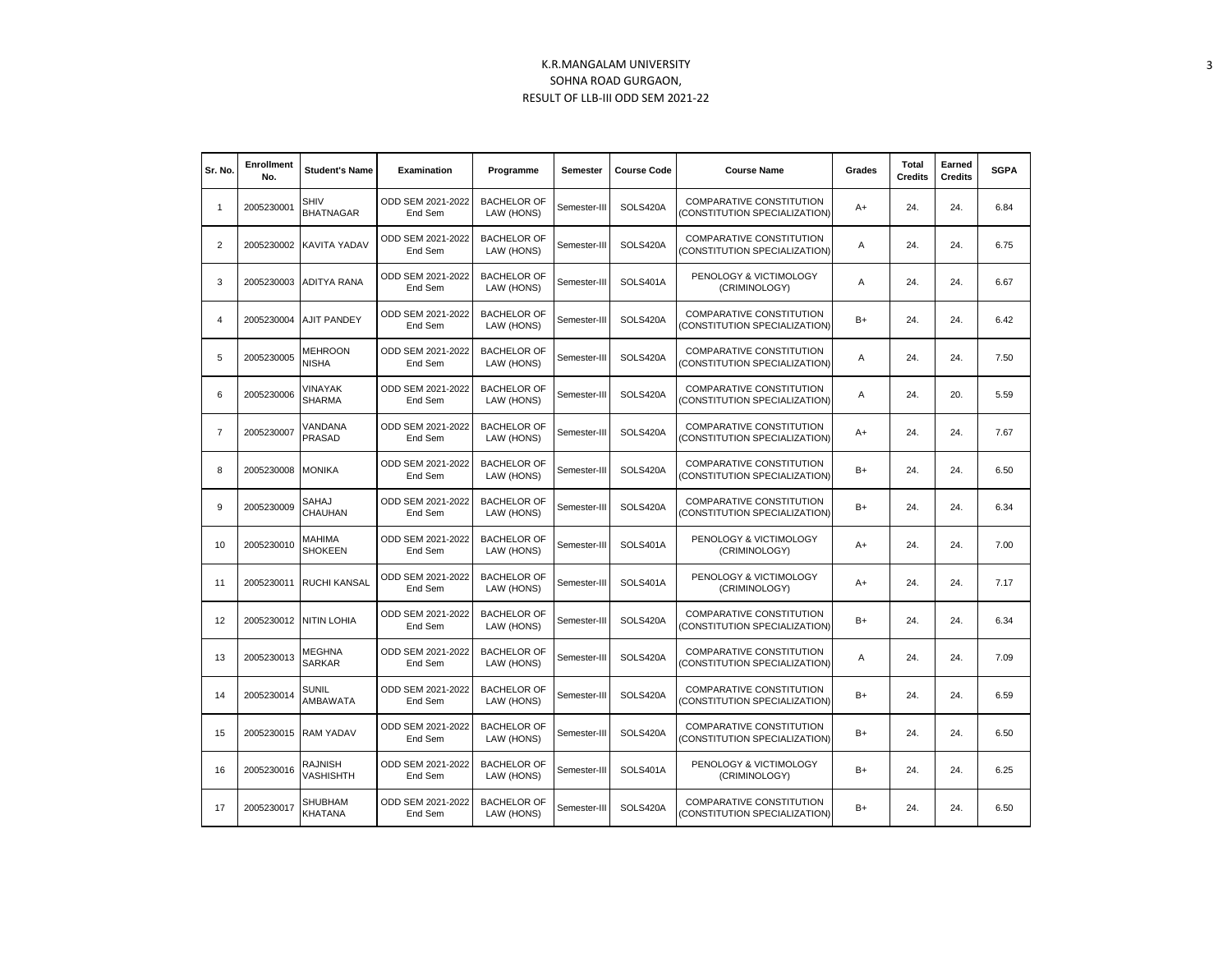# K.R.MANGALAM UNIVERSITY
## SOHNA ROAD GURGAON,
### RESULT OF LLB-III ODD SEM 2021-22

| Sr. No. | Enrollment No. | Student's Name | Examination | Programme | Semester | Course Code | Course Name | Grades | Total Credits | Earned Credits | SGPA |
|---|---|---|---|---|---|---|---|---|---|---|---|
| 1 | 2005230001 | SHIV BHATNAGAR | ODD SEM 2021-2022 End Sem | BACHELOR OF LAW (HONS) | Semester-III | SOLS420A | COMPARATIVE CONSTITUTION (CONSTITUTION SPECIALIZATION) | A+ | 24. | 24. | 6.84 |
| 2 | 2005230002 | KAVITA YADAV | ODD SEM 2021-2022 End Sem | BACHELOR OF LAW (HONS) | Semester-III | SOLS420A | COMPARATIVE CONSTITUTION (CONSTITUTION SPECIALIZATION) | A | 24. | 24. | 6.75 |
| 3 | 2005230003 | ADITYA RANA | ODD SEM 2021-2022 End Sem | BACHELOR OF LAW (HONS) | Semester-III | SOLS401A | PENOLOGY & VICTIMOLOGY (CRIMINOLOGY) | A | 24. | 24. | 6.67 |
| 4 | 2005230004 | AJIT PANDEY | ODD SEM 2021-2022 End Sem | BACHELOR OF LAW (HONS) | Semester-III | SOLS420A | COMPARATIVE CONSTITUTION (CONSTITUTION SPECIALIZATION) | B+ | 24. | 24. | 6.42 |
| 5 | 2005230005 | MEHROON NISHA | ODD SEM 2021-2022 End Sem | BACHELOR OF LAW (HONS) | Semester-III | SOLS420A | COMPARATIVE CONSTITUTION (CONSTITUTION SPECIALIZATION) | A | 24. | 24. | 7.50 |
| 6 | 2005230006 | VINAYAK SHARMA | ODD SEM 2021-2022 End Sem | BACHELOR OF LAW (HONS) | Semester-III | SOLS420A | COMPARATIVE CONSTITUTION (CONSTITUTION SPECIALIZATION) | A | 24. | 20. | 5.59 |
| 7 | 2005230007 | VANDANA PRASAD | ODD SEM 2021-2022 End Sem | BACHELOR OF LAW (HONS) | Semester-III | SOLS420A | COMPARATIVE CONSTITUTION (CONSTITUTION SPECIALIZATION) | A+ | 24. | 24. | 7.67 |
| 8 | 2005230008 | MONIKA | ODD SEM 2021-2022 End Sem | BACHELOR OF LAW (HONS) | Semester-III | SOLS420A | COMPARATIVE CONSTITUTION (CONSTITUTION SPECIALIZATION) | B+ | 24. | 24. | 6.50 |
| 9 | 2005230009 | SAHAJ CHAUHAN | ODD SEM 2021-2022 End Sem | BACHELOR OF LAW (HONS) | Semester-III | SOLS420A | COMPARATIVE CONSTITUTION (CONSTITUTION SPECIALIZATION) | B+ | 24. | 24. | 6.34 |
| 10 | 2005230010 | MAHIMA SHOKEEN | ODD SEM 2021-2022 End Sem | BACHELOR OF LAW (HONS) | Semester-III | SOLS401A | PENOLOGY & VICTIMOLOGY (CRIMINOLOGY) | A+ | 24. | 24. | 7.00 |
| 11 | 2005230011 | RUCHI KANSAL | ODD SEM 2021-2022 End Sem | BACHELOR OF LAW (HONS) | Semester-III | SOLS401A | PENOLOGY & VICTIMOLOGY (CRIMINOLOGY) | A+ | 24. | 24. | 7.17 |
| 12 | 2005230012 | NITIN LOHIA | ODD SEM 2021-2022 End Sem | BACHELOR OF LAW (HONS) | Semester-III | SOLS420A | COMPARATIVE CONSTITUTION (CONSTITUTION SPECIALIZATION) | B+ | 24. | 24. | 6.34 |
| 13 | 2005230013 | MEGHNA SARKAR | ODD SEM 2021-2022 End Sem | BACHELOR OF LAW (HONS) | Semester-III | SOLS420A | COMPARATIVE CONSTITUTION (CONSTITUTION SPECIALIZATION) | A | 24. | 24. | 7.09 |
| 14 | 2005230014 | SUNIL AMBAWATA | ODD SEM 2021-2022 End Sem | BACHELOR OF LAW (HONS) | Semester-III | SOLS420A | COMPARATIVE CONSTITUTION (CONSTITUTION SPECIALIZATION) | B+ | 24. | 24. | 6.59 |
| 15 | 2005230015 | RAM YADAV | ODD SEM 2021-2022 End Sem | BACHELOR OF LAW (HONS) | Semester-III | SOLS420A | COMPARATIVE CONSTITUTION (CONSTITUTION SPECIALIZATION) | B+ | 24. | 24. | 6.50 |
| 16 | 2005230016 | RAJNISH VASHISHTH | ODD SEM 2021-2022 End Sem | BACHELOR OF LAW (HONS) | Semester-III | SOLS401A | PENOLOGY & VICTIMOLOGY (CRIMINOLOGY) | B+ | 24. | 24. | 6.25 |
| 17 | 2005230017 | SHUBHAM KHATANA | ODD SEM 2021-2022 End Sem | BACHELOR OF LAW (HONS) | Semester-III | SOLS420A | COMPARATIVE CONSTITUTION (CONSTITUTION SPECIALIZATION) | B+ | 24. | 24. | 6.50 |